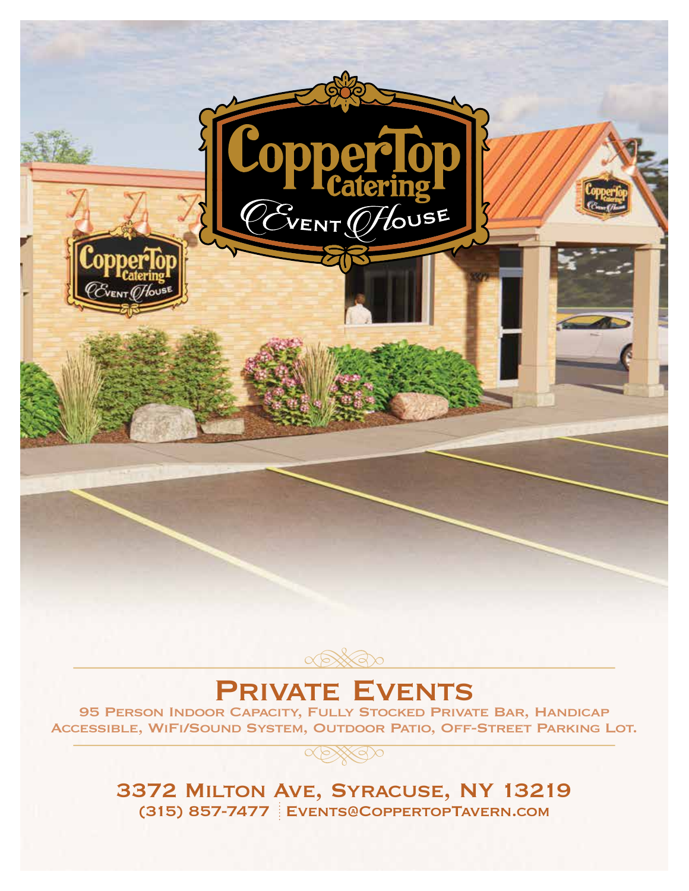# CopperTop Catering Event House

## Private Events

95 Person Indoor Capacity, Fully Stocked Private Bar, Handicap Accessible, WiFi/Sound System, Outdoor Patio, Off-Street Parking Lot.

**3372 Milton Ave, Syracuse, NY 13219**

(315) 857-7477 | Events@CoppertopTavern.com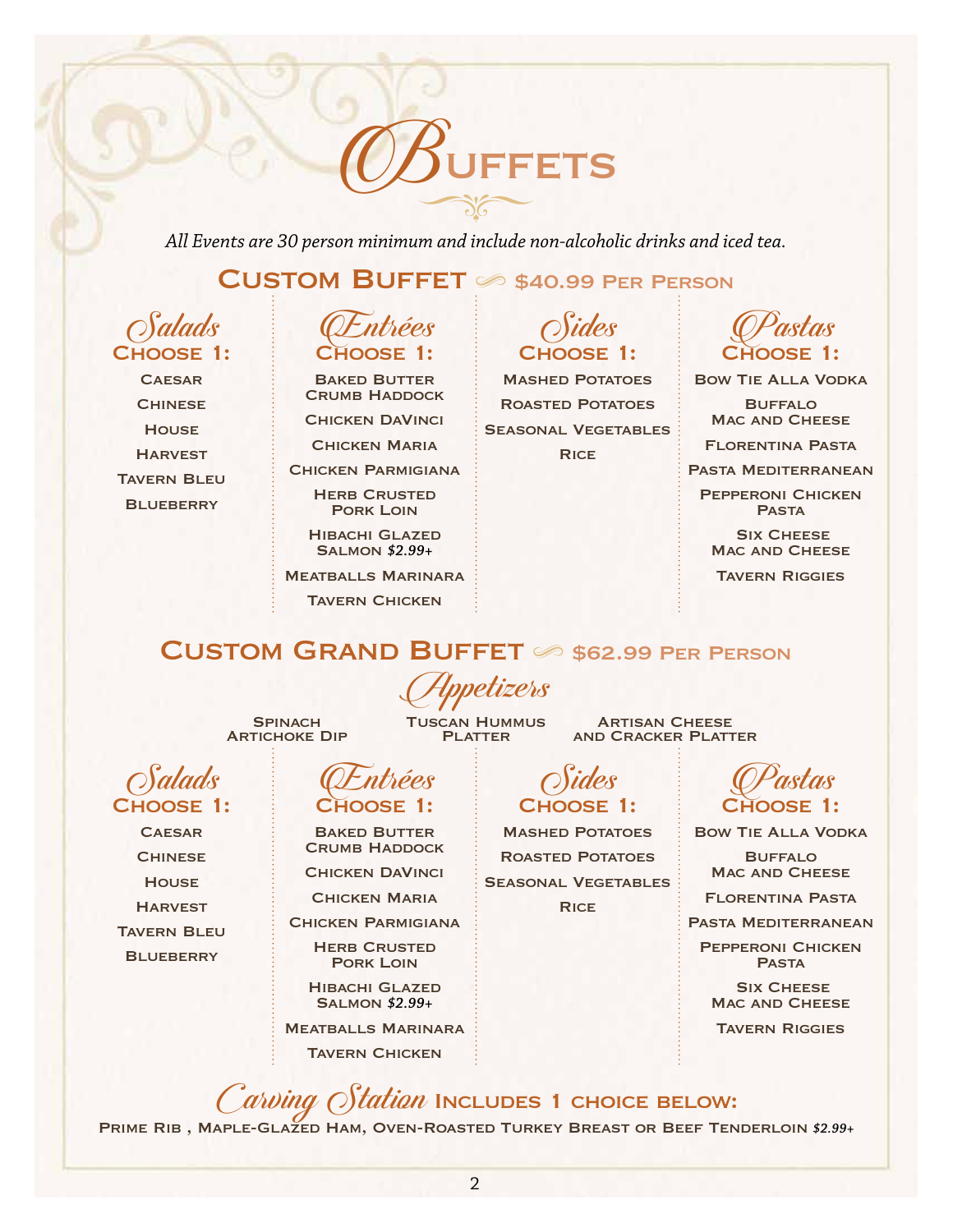# Buffets

*All Events are 30 person minimum and include non-alcoholic drinks and iced tea.*

## Custom Buffet — $40.99 Per Person

### Salads
**Choose 1:**

- Caesar
- Chinese
- House
- Harvest
- Tavern Bleu
- Blueberry

### Entrées
**Choose 1:**

- Baked Butter Crumb Haddock
- Chicken DaVinci
- Chicken Maria
- Chicken Parmigiana
- Herb Crusted Pork Loin
- Hibachi Glazed Salmon *$2.99+*
- Meatballs Marinara
- Tavern Chicken

### Sides
**Choose 1:**

- Mashed Potatoes
- Roasted Potatoes
- Seasonal Vegetables
- Rice

### Pastas
**Choose 1:**

- Bow Tie Alla Vodka
- Buffalo Mac and Cheese
- Florentina Pasta
- Pasta Mediterranean
- Pepperoni Chicken Pasta
- Six Cheese Mac and Cheese
- Tavern Riggies

## Custom Grand Buffet — $62.99 Per Person

### Appetizers

- Spinach Artichoke Dip
- Tuscan Hummus Platter
- Artisan Cheese and Cracker Platter

### Salads
**Choose 1:**

- Caesar
- Chinese
- House
- Harvest
- Tavern Bleu
- Blueberry

### Entrées
**Choose 1:**

- Baked Butter Crumb Haddock
- Chicken DaVinci
- Chicken Maria
- Chicken Parmigiana
- Herb Crusted Pork Loin
- Hibachi Glazed Salmon *$2.99+*
- Meatballs Marinara
- Tavern Chicken

### Sides
**Choose 1:**

- Mashed Potatoes
- Roasted Potatoes
- Seasonal Vegetables
- Rice

### Pastas
**Choose 1:**

- Bow Tie Alla Vodka
- Buffalo Mac and Cheese
- Florentina Pasta
- Pasta Mediterranean
- Pepperoni Chicken Pasta
- Six Cheese Mac and Cheese
- Tavern Riggies

### Carving Station Includes 1 Choice Below:

Prime Rib , Maple-Glazed Ham, Oven-Roasted Turkey Breast or Beef Tenderloin *$2.99+*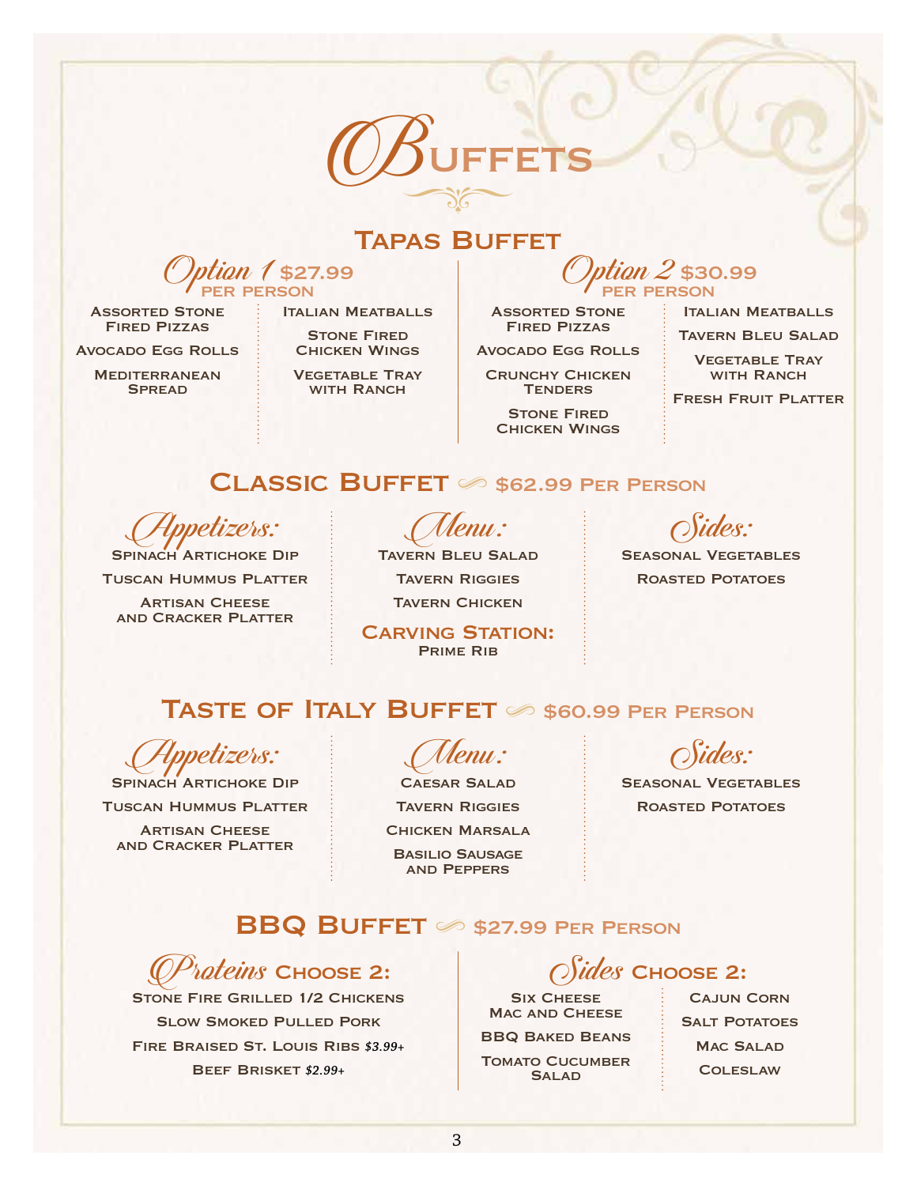# Buffets

## Tapas Buffet

### Option 1 $27.99 per person

- Assorted Stone Fired Pizzas
- Avocado Egg Rolls
- Mediterranean Spread
- Italian Meatballs
- Stone Fired Chicken Wings
- Vegetable Tray with Ranch

### Option 2 $30.99 per person

- Assorted Stone Fired Pizzas
- Avocado Egg Rolls
- Crunchy Chicken Tenders
- Stone Fired Chicken Wings
- Italian Meatballs
- Tavern Bleu Salad
- Vegetable Tray with Ranch
- Fresh Fruit Platter

## Classic Buffet — $62.99 Per Person

### Appetizers:

- Spinach Artichoke Dip
- Tuscan Hummus Platter
- Artisan Cheese and Cracker Platter

### Menu:

- Tavern Bleu Salad
- Tavern Riggies
- Tavern Chicken

**Carving Station:**
Prime Rib

### Sides:

- Seasonal Vegetables
- Roasted Potatoes

## Taste of Italy Buffet — $60.99 Per Person

### Appetizers:

- Spinach Artichoke Dip
- Tuscan Hummus Platter
- Artisan Cheese and Cracker Platter

### Menu:

- Caesar Salad
- Tavern Riggies
- Chicken Marsala
- Basilio Sausage and Peppers

### Sides:

- Seasonal Vegetables
- Roasted Potatoes

## BBQ Buffet — $27.99 Per Person

### Proteins Choose 2:

- Stone Fire Grilled 1/2 Chickens
- Slow Smoked Pulled Pork
- Fire Braised St. Louis Ribs *$3.99+*
- Beef Brisket *$2.99+*

### Sides Choose 2:

- Six Cheese Mac and Cheese
- BBQ Baked Beans
- Tomato Cucumber Salad
- Cajun Corn
- Salt Potatoes
- Mac Salad
- Coleslaw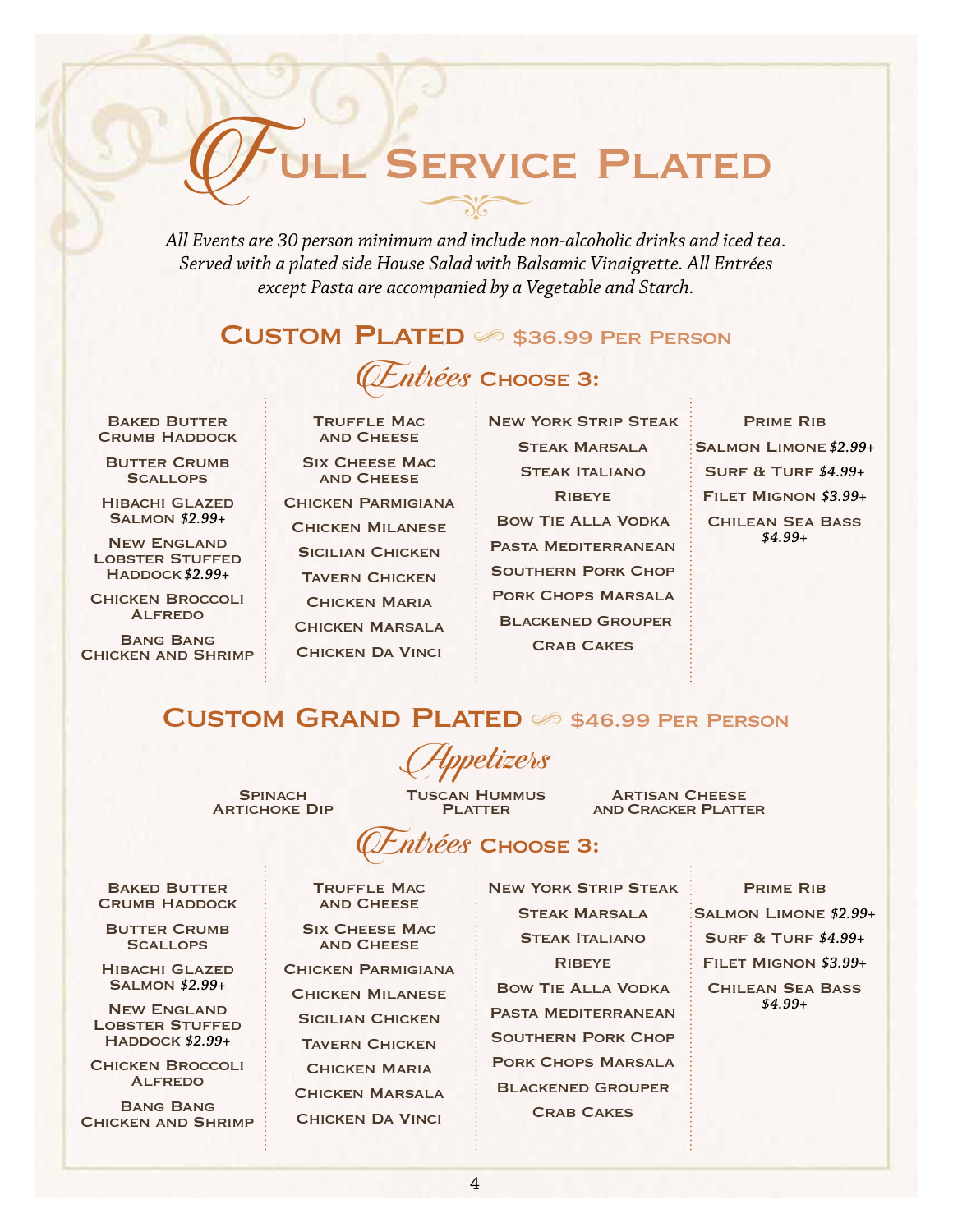# Full Service Plated

*All Events are 30 person minimum and include non-alcoholic drinks and iced tea. Served with a plated side House Salad with Balsamic Vinaigrette. All Entrées except Pasta are accompanied by a Vegetable and Starch.*

## Custom Plated — $36.99 Per Person

### Entrées Choose 3:

- Baked Butter Crumb Haddock
- Butter Crumb Scallops
- Hibachi Glazed Salmon *$2.99+*
- New England Lobster Stuffed Haddock *$2.99+*
- Chicken Broccoli Alfredo
- Bang Bang Chicken and Shrimp
- Truffle Mac and Cheese
- Six Cheese Mac and Cheese
- Chicken Parmigiana
- Chicken Milanese
- Sicilian Chicken
- Tavern Chicken
- Chicken Maria
- Chicken Marsala
- Chicken Da Vinci
- New York Strip Steak
- Steak Marsala
- Steak Italiano
- Ribeye
- Bow Tie Alla Vodka
- Pasta Mediterranean
- Southern Pork Chop
- Pork Chops Marsala
- Blackened Grouper
- Crab Cakes
- Prime Rib
- Salmon Limone *$2.99+*
- Surf & Turf *$4.99+*
- Filet Mignon *$3.99+*
- Chilean Sea Bass *$4.99+*

## Custom Grand Plated — $46.99 Per Person

### Appetizers

- Spinach Artichoke Dip
- Tuscan Hummus Platter
- Artisan Cheese and Cracker Platter

### Entrées Choose 3:

- Baked Butter Crumb Haddock
- Butter Crumb Scallops
- Hibachi Glazed Salmon *$2.99+*
- New England Lobster Stuffed Haddock *$2.99+*
- Chicken Broccoli Alfredo
- Bang Bang Chicken and Shrimp
- Truffle Mac and Cheese
- Six Cheese Mac and Cheese
- Chicken Parmigiana
- Chicken Milanese
- Sicilian Chicken
- Tavern Chicken
- Chicken Maria
- Chicken Marsala
- Chicken Da Vinci
- New York Strip Steak
- Steak Marsala
- Steak Italiano
- Ribeye
- Bow Tie Alla Vodka
- Pasta Mediterranean
- Southern Pork Chop
- Pork Chops Marsala
- Blackened Grouper
- Crab Cakes
- Prime Rib
- Salmon Limone *$2.99+*
- Surf & Turf *$4.99+*
- Filet Mignon *$3.99+*
- Chilean Sea Bass *$4.99+*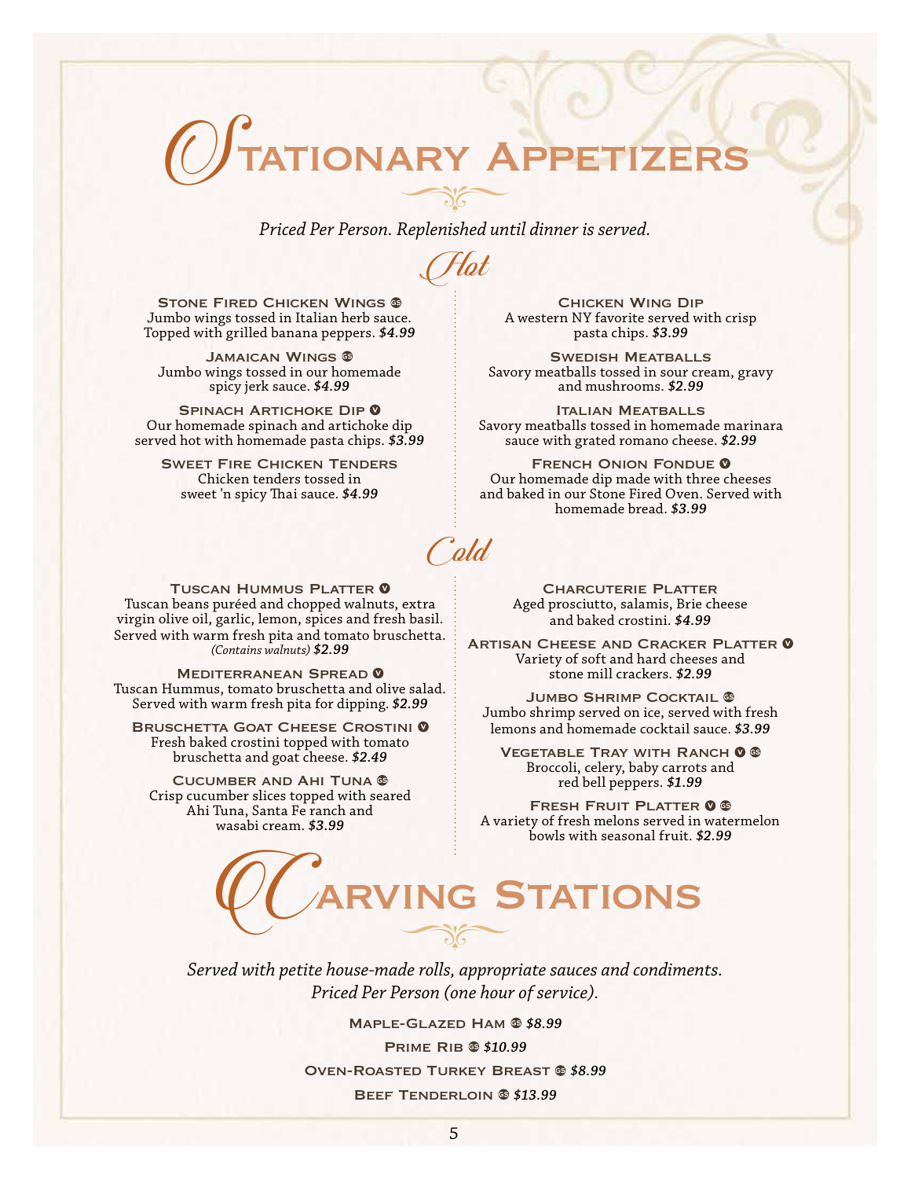# Stationary Appetizers

*Priced Per Person. Replenished until dinner is served.*

## Hot

**Stone Fired Chicken Wings** GS
Jumbo wings tossed in Italian herb sauce. Topped with grilled banana peppers. ***$4.99***

**Jamaican Wings** GS
Jumbo wings tossed in our homemade spicy jerk sauce. ***$4.99***

**Spinach Artichoke Dip** V
Our homemade spinach and artichoke dip served hot with homemade pasta chips. ***$3.99***

**Sweet Fire Chicken Tenders**
Chicken tenders tossed in sweet 'n spicy Thai sauce. ***$4.99***

**Chicken Wing Dip**
A western NY favorite served with crisp pasta chips. ***$3.99***

**Swedish Meatballs**
Savory meatballs tossed in sour cream, gravy and mushrooms. ***$2.99***

**Italian Meatballs**
Savory meatballs tossed in homemade marinara sauce with grated romano cheese. ***$2.99***

**French Onion Fondue** V
Our homemade dip made with three cheeses and baked in our Stone Fired Oven. Served with homemade bread. ***$3.99***

## Cold

**Tuscan Hummus Platter** V
Tuscan beans puréed and chopped walnuts, extra virgin olive oil, garlic, lemon, spices and fresh basil. Served with warm fresh pita and tomato bruschetta. *(Contains walnuts)* ***$2.99***

**Mediterranean Spread** V
Tuscan Hummus, tomato bruschetta and olive salad. Served with warm fresh pita for dipping. ***$2.99***

**Bruschetta Goat Cheese Crostini** V
Fresh baked crostini topped with tomato bruschetta and goat cheese. ***$2.49***

**Cucumber and Ahi Tuna** GS
Crisp cucumber slices topped with seared Ahi Tuna, Santa Fe ranch and wasabi cream. ***$3.99***

**Charcuterie Platter**
Aged prosciutto, salamis, Brie cheese and baked crostini. ***$4.99***

**Artisan Cheese and Cracker Platter** V
Variety of soft and hard cheeses and stone mill crackers. ***$2.99***

**Jumbo Shrimp Cocktail** GS
Jumbo shrimp served on ice, served with fresh lemons and homemade cocktail sauce. ***$3.99***

**Vegetable Tray with Ranch** V GS
Broccoli, celery, baby carrots and red bell peppers. ***$1.99***

**Fresh Fruit Platter** V GS
A variety of fresh melons served in watermelon bowls with seasonal fruit. ***$2.99***

# Carving Stations

*Served with petite house-made rolls, appropriate sauces and condiments.*
*Priced Per Person (one hour of service).*

**Maple-Glazed Ham** GS ***$8.99***

**Prime Rib** GS ***$10.99***

**Oven-Roasted Turkey Breast** GS ***$8.99***

**Beef Tenderloin** GS ***$13.99***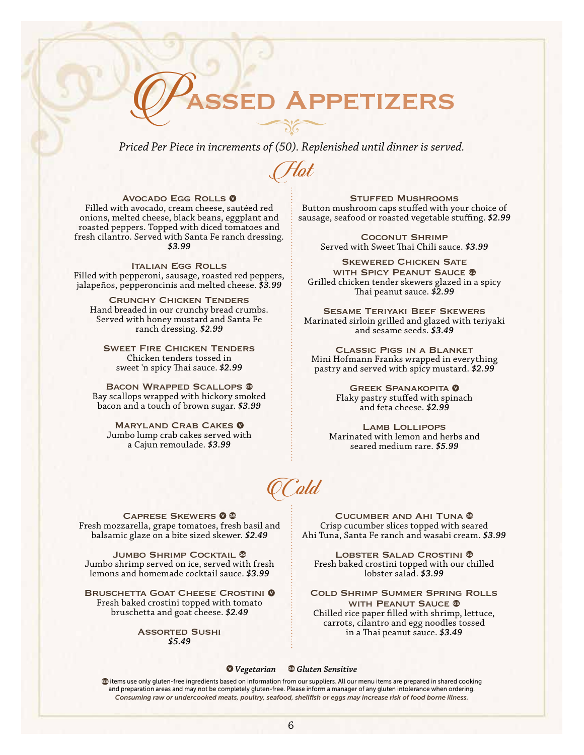# Passed Appetizers

*Priced Per Piece in increments of (50). Replenished until dinner is served.*

## Hot

**Avocado Egg Rolls** (V)
Filled with avocado, cream cheese, sautéed red onions, melted cheese, black beans, eggplant and roasted peppers. Topped with diced tomatoes and fresh cilantro. Served with Santa Fe ranch dressing. ***$3.99***

**Italian Egg Rolls**
Filled with pepperoni, sausage, roasted red peppers, jalapeños, pepperoncinis and melted cheese. ***$3.99***

**Crunchy Chicken Tenders**
Hand breaded in our crunchy bread crumbs. Served with honey mustard and Santa Fe ranch dressing. ***$2.99***

**Sweet Fire Chicken Tenders**
Chicken tenders tossed in sweet 'n spicy Thai sauce. ***$2.99***

**Bacon Wrapped Scallops** (GS)
Bay scallops wrapped with hickory smoked bacon and a touch of brown sugar. ***$3.99***

**Maryland Crab Cakes** (V)
Jumbo lump crab cakes served with a Cajun remoulade. ***$3.99***

**Stuffed Mushrooms**
Button mushroom caps stuffed with your choice of sausage, seafood or roasted vegetable stuffing. ***$2.99***

**Coconut Shrimp**
Served with Sweet Thai Chili sauce. ***$3.99***

**Skewered Chicken Sate with Spicy Peanut Sauce** (GS)
Grilled chicken tender skewers glazed in a spicy Thai peanut sauce. ***$2.99***

**Sesame Teriyaki Beef Skewers**
Marinated sirloin grilled and glazed with teriyaki and sesame seeds. ***$3.49***

**Classic Pigs in a Blanket**
Mini Hofmann Franks wrapped in everything pastry and served with spicy mustard. ***$2.99***

**Greek Spanakopita** (V)
Flaky pastry stuffed with spinach and feta cheese. ***$2.99***

**Lamb Lollipops**
Marinated with lemon and herbs and seared medium rare. ***$5.99***

## Cold

**Caprese Skewers** (V) (GS)
Fresh mozzarella, grape tomatoes, fresh basil and balsamic glaze on a bite sized skewer. ***$2.49***

**Jumbo Shrimp Cocktail** (GS)
Jumbo shrimp served on ice, served with fresh lemons and homemade cocktail sauce. ***$3.99***

**Bruschetta Goat Cheese Crostini** (V)
Fresh baked crostini topped with tomato bruschetta and goat cheese. ***$2.49***

**Assorted Sushi**
***$5.49***

**Cucumber and Ahi Tuna** (GS)
Crisp cucumber slices topped with seared Ahi Tuna, Santa Fe ranch and wasabi cream. ***$3.99***

**Lobster Salad Crostini** (GS)
Fresh baked crostini topped with our chilled lobster salad. ***$3.99***

**Cold Shrimp Summer Spring Rolls with Peanut Sauce** (GS)
Chilled rice paper filled with shrimp, lettuce, carrots, cilantro and egg noodles tossed in a Thai peanut sauce. ***$3.49***

(V) *Vegetarian* (GS) *Gluten Sensitive*

(GS) items use only gluten-free ingredients based on information from our suppliers. All our menu items are prepared in shared cooking and preparation areas and may not be completely gluten-free. Please inform a manager of any gluten intolerance when ordering.
*Consuming raw or undercooked meats, poultry, seafood, shellfish or eggs may increase risk of food borne illness.*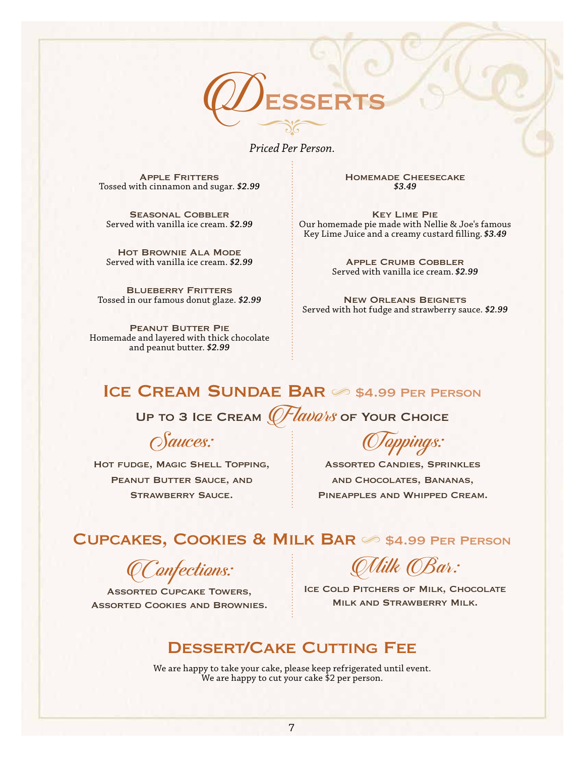# Desserts

*Priced Per Person.*

**Apple Fritters**
Tossed with cinnamon and sugar. ***$2.99***

**Seasonal Cobbler**
Served with vanilla ice cream. ***$2.99***

**Hot Brownie Ala Mode**
Served with vanilla ice cream. ***$2.99***

**Blueberry Fritters**
Tossed in our famous donut glaze. ***$2.99***

**Peanut Butter Pie**
Homemade and layered with thick chocolate and peanut butter. ***$2.99***

**Homemade Cheesecake**
***$3.49***

**Key Lime Pie**
Our homemade pie made with Nellie & Joe's famous Key Lime Juice and a creamy custard filling. ***$3.49***

**Apple Crumb Cobbler**
Served with vanilla ice cream. ***$2.99***

**New Orleans Beignets**
Served with hot fudge and strawberry sauce. ***$2.99***

## Ice Cream Sundae Bar — $4.99 Per Person

**Up to 3 Ice Cream Flavors of Your Choice**

### Sauces:

Hot fudge, Magic Shell Topping, Peanut Butter Sauce, and Strawberry Sauce.

### Toppings:

Assorted Candies, Sprinkles and Chocolates, Bananas, Pineapples and Whipped Cream.

## Cupcakes, Cookies & Milk Bar — $4.99 Per Person

### Confections:

Assorted Cupcake Towers, Assorted Cookies and Brownies.

### Milk Bar:

Ice Cold Pitchers of Milk, Chocolate Milk and Strawberry Milk.

## Dessert/Cake Cutting Fee

We are happy to take your cake, please keep refrigerated until event.
We are happy to cut your cake $2 per person.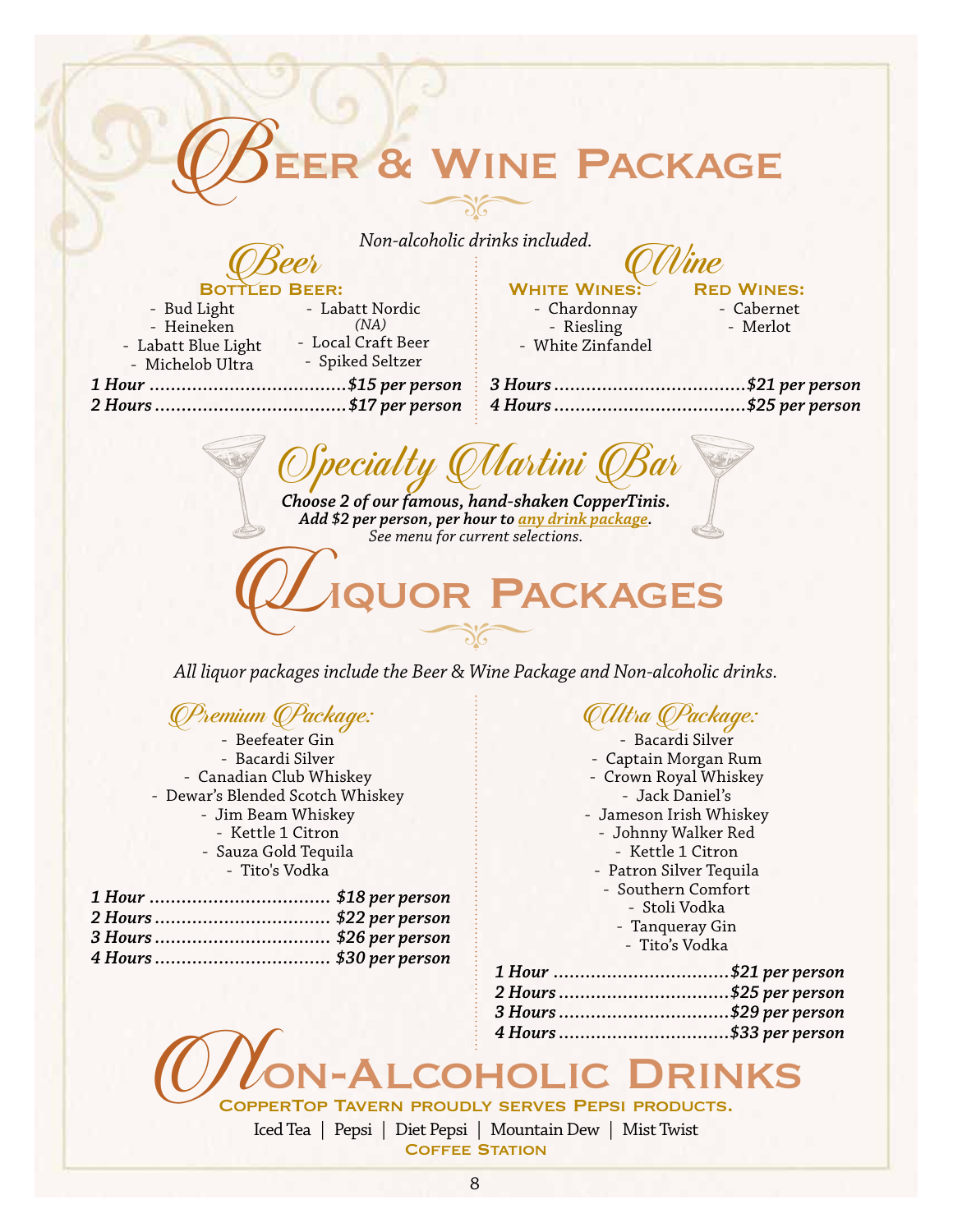# Beer & Wine Package

*Non-alcoholic drinks included.*

## Beer

**Bottled Beer:**

- Bud Light
- Heineken
- Labatt Blue Light
- Michelob Ultra
- Labatt Nordic *(NA)*
- Local Craft Beer
- Spiked Seltzer

## Wine

**White Wines:**

- Chardonnay
- Riesling
- White Zinfandel

**Red Wines:**

- Cabernet
- Merlot

***1 Hour*** ***..................................$15 per person***
***2 Hours*** ***..................................$17 per person***
***3 Hours*** ***..................................$21 per person***
***4 Hours*** ***..................................$25 per person***

## Specialty Martini Bar

***Choose 2 of our famous, hand-shaken CopperTinis.***
***Add $2 per person, per hour to any drink package.***
*See menu for current selections.*

# Liquor Packages

*All liquor packages include the Beer & Wine Package and Non-alcoholic drinks.*

## Premium Package:

- Beefeater Gin
- Bacardi Silver
- Canadian Club Whiskey
- Dewar's Blended Scotch Whiskey
- Jim Beam Whiskey
- Kettle 1 Citron
- Sauza Gold Tequila
- Tito's Vodka

***1 Hour ................................ $18 per person***
***2 Hours ................................ $22 per person***
***3 Hours ................................ $26 per person***
***4 Hours ................................ $30 per person***

## Ultra Package:

- Bacardi Silver
- Captain Morgan Rum
- Crown Royal Whiskey
- Jack Daniel's
- Jameson Irish Whiskey
- Johnny Walker Red
- Kettle 1 Citron
- Patron Silver Tequila
- Southern Comfort
- Stoli Vodka
- Tanqueray Gin
- Tito's Vodka

***1 Hour ................................$21 per person***
***2 Hours ................................$25 per person***
***3 Hours ................................$29 per person***
***4 Hours ................................$33 per person***

# Non-Alcoholic Drinks

**CopperTop Tavern proudly serves Pepsi products.**

Iced Tea | Pepsi | Diet Pepsi | Mountain Dew | Mist Twist

**Coffee Station**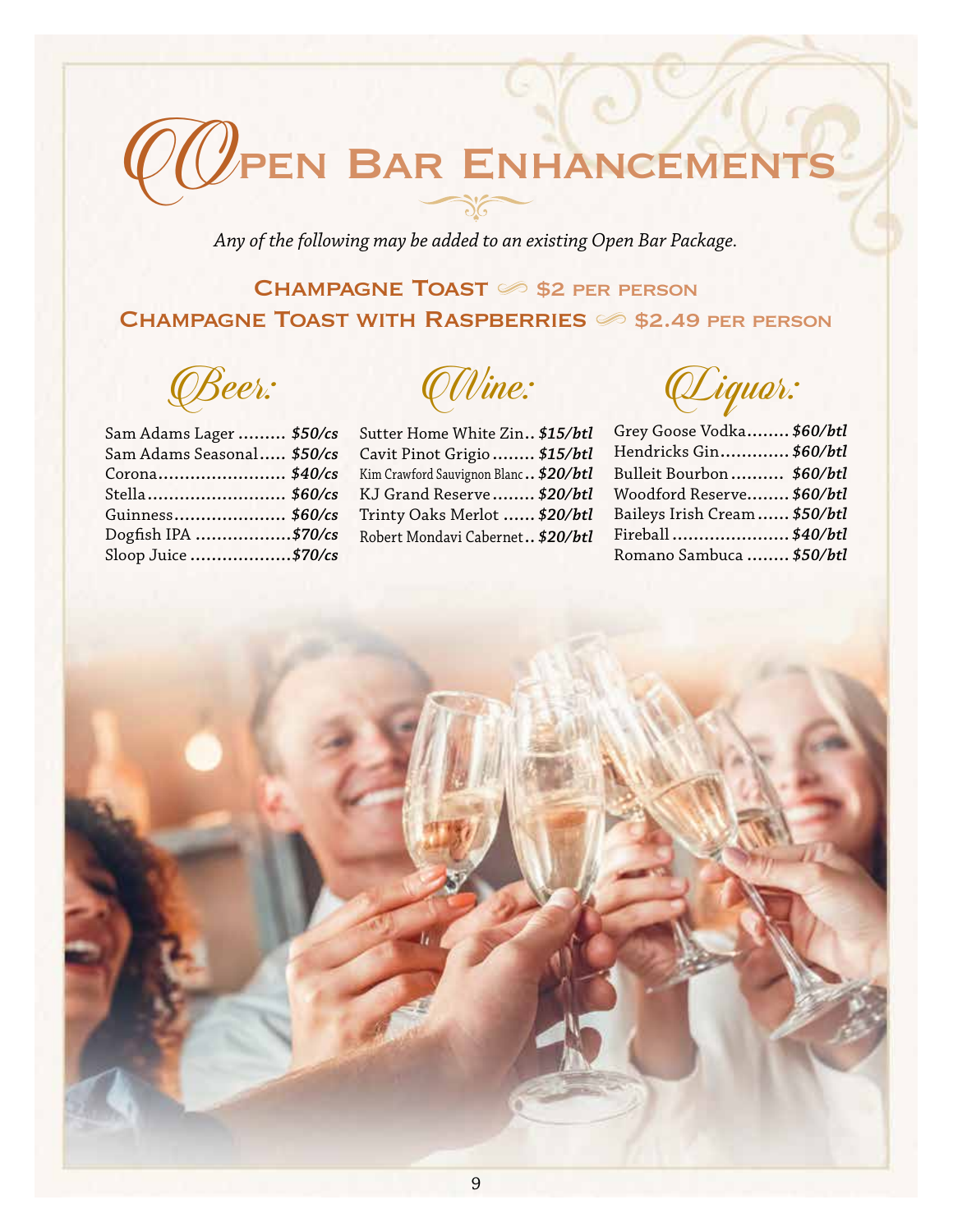# Open Bar Enhancements

*Any of the following may be added to an existing Open Bar Package.*

**Champagne Toast — $2 per person**
**Champagne Toast with Raspberries — $2.49 per person**

## Beer:

- Sam Adams Lager ......... ***$50/cs***
- Sam Adams Seasonal..... ***$50/cs***
- Corona........................ ***$40/cs***
- Stella.......................... ***$60/cs***
- Guinness..................... ***$60/cs***
- Dogfish IPA .................. ***$70/cs***
- Sloop Juice ................... ***$70/cs***

## Wine:

- Sutter Home White Zin.. ***$15/btl***
- Cavit Pinot Grigio ........ ***$15/btl***
- Kim Crawford Sauvignon Blanc .. ***$20/btl***
- KJ Grand Reserve ........ ***$20/btl***
- Trinty Oaks Merlot ...... ***$20/btl***
- Robert Mondavi Cabernet .. ***$20/btl***

## Liquor:

- Grey Goose Vodka........ ***$60/btl***
- Hendricks Gin............. ***$60/btl***
- Bulleit Bourbon .......... ***$60/btl***
- Woodford Reserve......... ***$60/btl***
- Baileys Irish Cream ...... ***$50/btl***
- Fireball ...................... ***$40/btl***
- Romano Sambuca ........ ***$50/btl***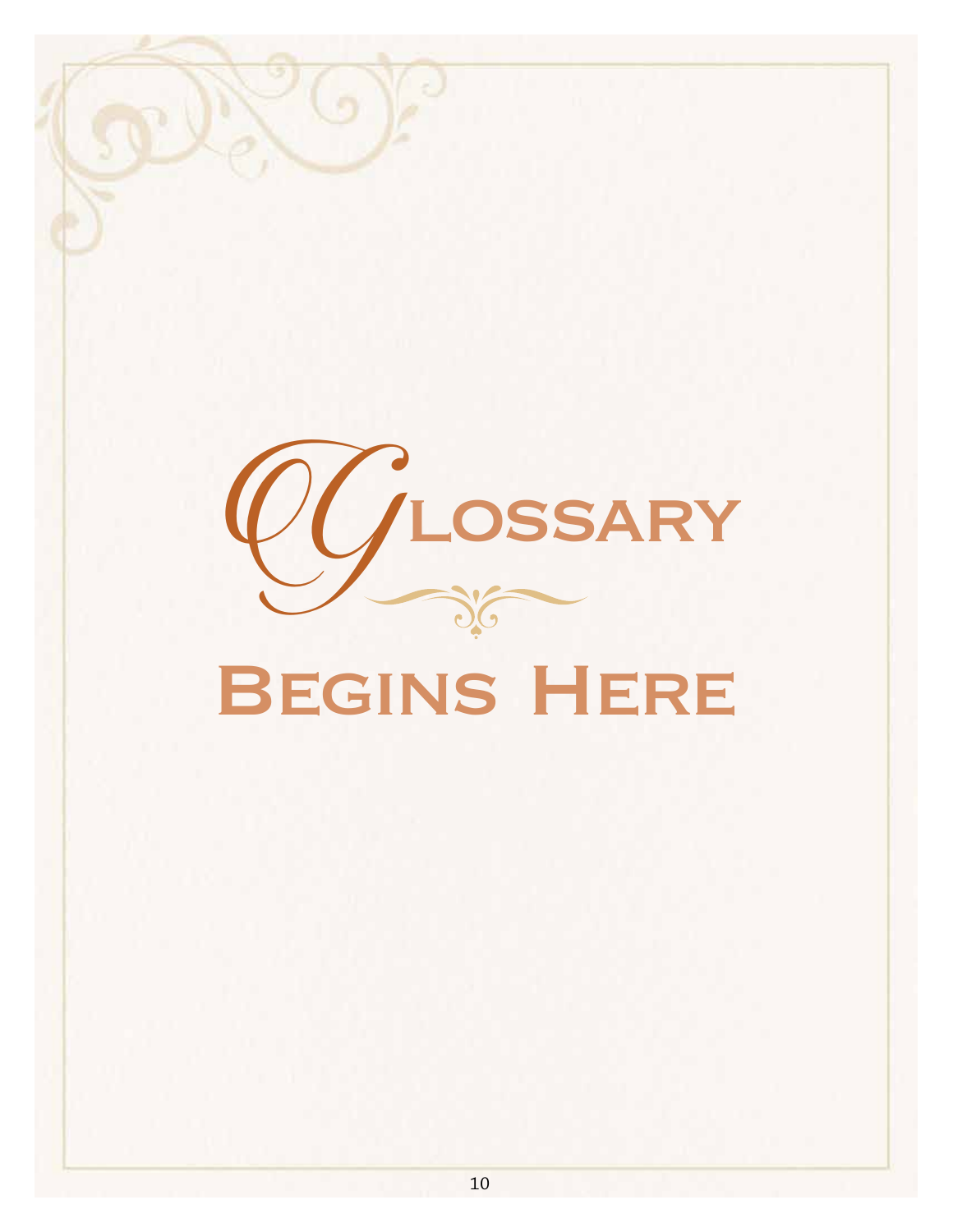# Glossary

# Begins Here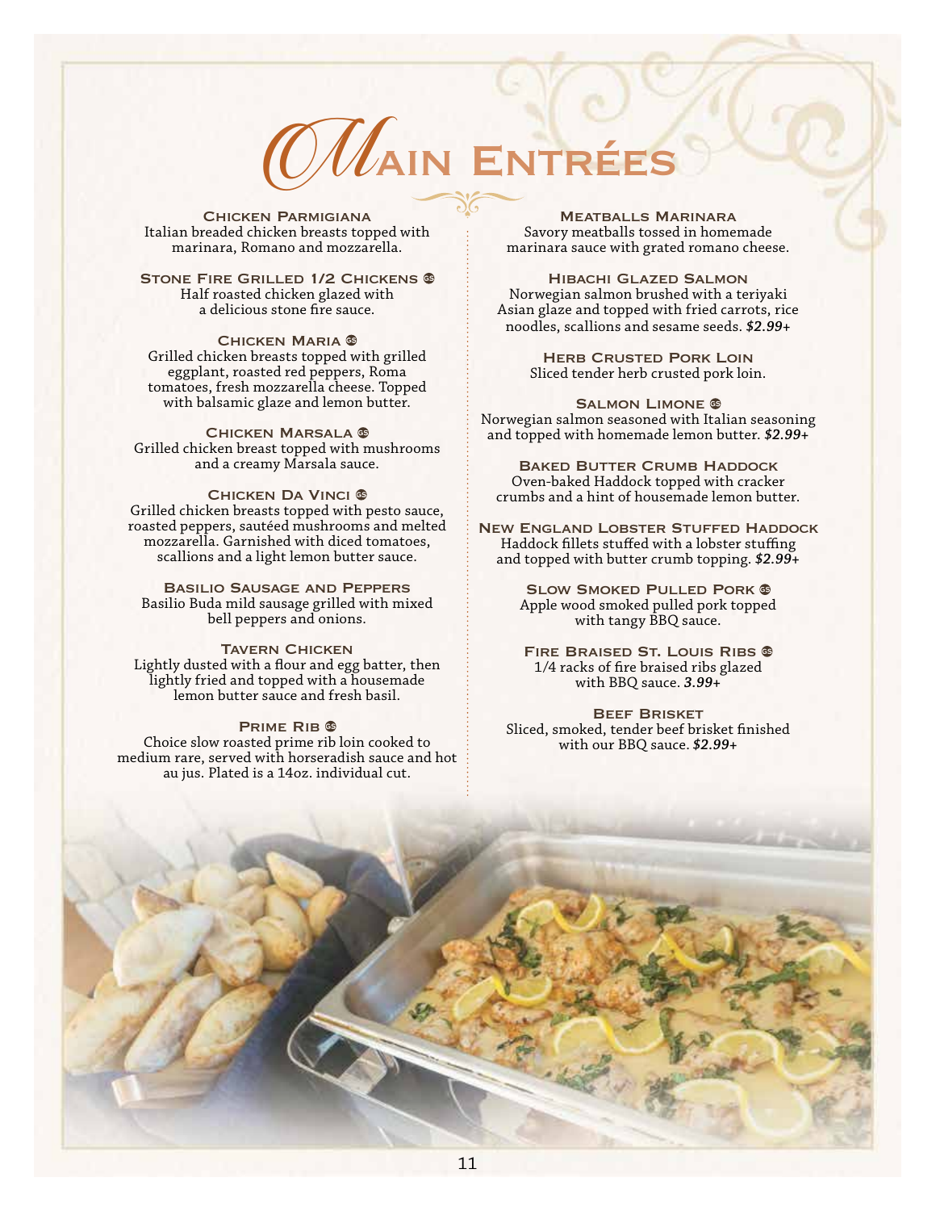# Main Entrées

### Chicken Parmigiana
Italian breaded chicken breasts topped with marinara, Romano and mozzarella.

### Stone Fire Grilled 1/2 Chickens GS
Half roasted chicken glazed with a delicious stone fire sauce.

### Chicken Maria GS
Grilled chicken breasts topped with grilled eggplant, roasted red peppers, Roma tomatoes, fresh mozzarella cheese. Topped with balsamic glaze and lemon butter.

### Chicken Marsala GS
Grilled chicken breast topped with mushrooms and a creamy Marsala sauce.

### Chicken Da Vinci GS
Grilled chicken breasts topped with pesto sauce, roasted peppers, sautéed mushrooms and melted mozzarella. Garnished with diced tomatoes, scallions and a light lemon butter sauce.

### Basilio Sausage and Peppers
Basilio Buda mild sausage grilled with mixed bell peppers and onions.

### Tavern Chicken
Lightly dusted with a flour and egg batter, then lightly fried and topped with a housemade lemon butter sauce and fresh basil.

### Prime Rib GS
Choice slow roasted prime rib loin cooked to medium rare, served with horseradish sauce and hot au jus. Plated is a 14oz. individual cut.

### Meatballs Marinara
Savory meatballs tossed in homemade marinara sauce with grated romano cheese.

### Hibachi Glazed Salmon
Norwegian salmon brushed with a teriyaki Asian glaze and topped with fried carrots, rice noodles, scallions and sesame seeds. ***$2.99+***

### Herb Crusted Pork Loin
Sliced tender herb crusted pork loin.

### Salmon Limone GS
Norwegian salmon seasoned with Italian seasoning and topped with homemade lemon butter. ***$2.99+***

### Baked Butter Crumb Haddock
Oven-baked Haddock topped with cracker crumbs and a hint of housemade lemon butter.

### New England Lobster Stuffed Haddock
Haddock fillets stuffed with a lobster stuffing and topped with butter crumb topping. ***$2.99+***

### Slow Smoked Pulled Pork GS
Apple wood smoked pulled pork topped with tangy BBQ sauce.

### Fire Braised St. Louis Ribs GS
1/4 racks of fire braised ribs glazed with BBQ sauce. ***3.99+***

### Beef Brisket
Sliced, smoked, tender beef brisket finished with our BBQ sauce. ***$2.99+***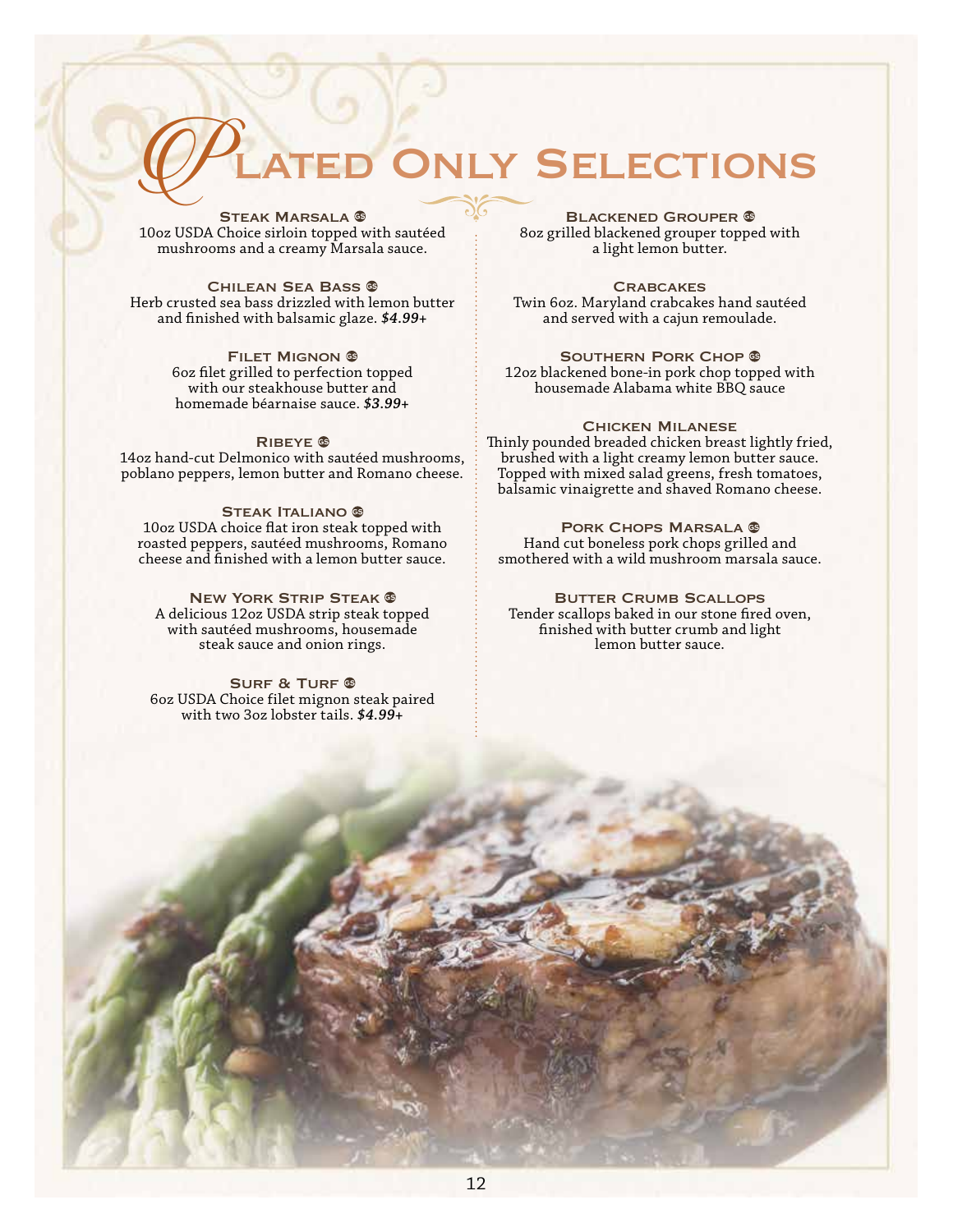# Plated Only Selections

### Steak Marsala GS
10oz USDA Choice sirloin topped with sautéed mushrooms and a creamy Marsala sauce.

### Chilean Sea Bass GS
Herb crusted sea bass drizzled with lemon butter and finished with balsamic glaze. ***$4.99+***

### Filet Mignon GS
6oz filet grilled to perfection topped with our steakhouse butter and homemade béarnaise sauce. ***$3.99+***

### Ribeye GS
14oz hand-cut Delmonico with sautéed mushrooms, poblano peppers, lemon butter and Romano cheese.

### Steak Italiano GS
10oz USDA choice flat iron steak topped with roasted peppers, sautéed mushrooms, Romano cheese and finished with a lemon butter sauce.

### New York Strip Steak GS
A delicious 12oz USDA strip steak topped with sautéed mushrooms, housemade steak sauce and onion rings.

### Surf & Turf GS
6oz USDA Choice filet mignon steak paired with two 3oz lobster tails. ***$4.99+***

### Blackened Grouper GS
8oz grilled blackened grouper topped with a light lemon butter.

### Crabcakes
Twin 6oz. Maryland crabcakes hand sautéed and served with a cajun remoulade.

### Southern Pork Chop GS
12oz blackened bone-in pork chop topped with housemade Alabama white BBQ sauce

### Chicken Milanese
Thinly pounded breaded chicken breast lightly fried, brushed with a light creamy lemon butter sauce. Topped with mixed salad greens, fresh tomatoes, balsamic vinaigrette and shaved Romano cheese.

### Pork Chops Marsala GS
Hand cut boneless pork chops grilled and smothered with a wild mushroom marsala sauce.

### Butter Crumb Scallops
Tender scallops baked in our stone fired oven, finished with butter crumb and light lemon butter sauce.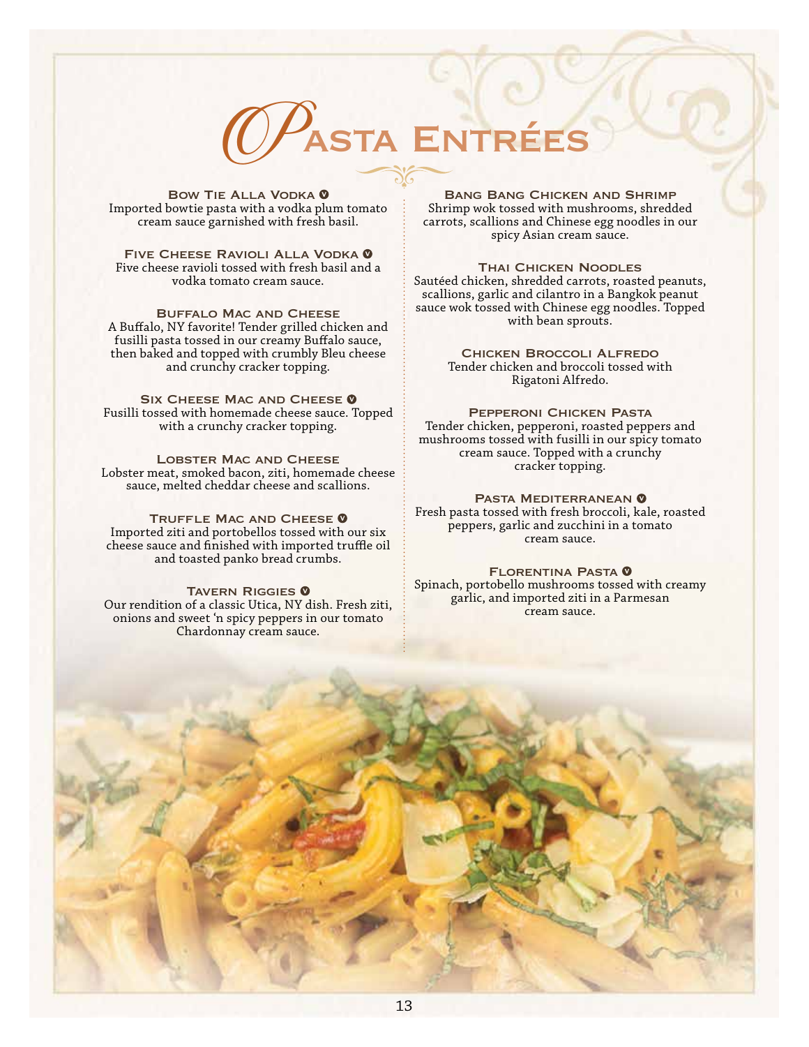# Pasta Entrées

### Bow Tie Alla Vodka Ⓥ
Imported bowtie pasta with a vodka plum tomato cream sauce garnished with fresh basil.

### Five Cheese Ravioli Alla Vodka Ⓥ
Five cheese ravioli tossed with fresh basil and a vodka tomato cream sauce.

### Buffalo Mac and Cheese
A Buffalo, NY favorite! Tender grilled chicken and fusilli pasta tossed in our creamy Buffalo sauce, then baked and topped with crumbly Bleu cheese and crunchy cracker topping.

### Six Cheese Mac and Cheese Ⓥ
Fusilli tossed with homemade cheese sauce. Topped with a crunchy cracker topping.

### Lobster Mac and Cheese
Lobster meat, smoked bacon, ziti, homemade cheese sauce, melted cheddar cheese and scallions.

### Truffle Mac and Cheese Ⓥ
Imported ziti and portobellos tossed with our six cheese sauce and finished with imported truffle oil and toasted panko bread crumbs.

### Tavern Riggies Ⓥ
Our rendition of a classic Utica, NY dish. Fresh ziti, onions and sweet 'n spicy peppers in our tomato Chardonnay cream sauce.

### Bang Bang Chicken and Shrimp
Shrimp wok tossed with mushrooms, shredded carrots, scallions and Chinese egg noodles in our spicy Asian cream sauce.

### Thai Chicken Noodles
Sautéed chicken, shredded carrots, roasted peanuts, scallions, garlic and cilantro in a Bangkok peanut sauce wok tossed with Chinese egg noodles. Topped with bean sprouts.

### Chicken Broccoli Alfredo
Tender chicken and broccoli tossed with Rigatoni Alfredo.

### Pepperoni Chicken Pasta
Tender chicken, pepperoni, roasted peppers and mushrooms tossed with fusilli in our spicy tomato cream sauce. Topped with a crunchy cracker topping.

### Pasta Mediterranean Ⓥ
Fresh pasta tossed with fresh broccoli, kale, roasted peppers, garlic and zucchini in a tomato cream sauce.

### Florentina Pasta Ⓥ
Spinach, portobello mushrooms tossed with creamy garlic, and imported ziti in a Parmesan cream sauce.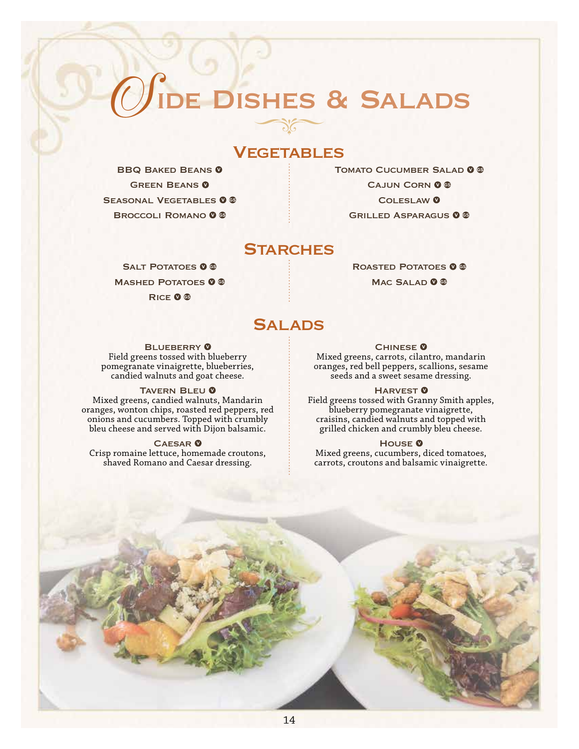# Side Dishes & Salads

## Vegetables

BBQ Baked Beans V

Green Beans V

Seasonal Vegetables V GS

Broccoli Romano V GS

Tomato Cucumber Salad V GS

Cajun Corn V GS

Coleslaw V

Grilled Asparagus V GS

## Starches

Salt Potatoes V GS

Mashed Potatoes V GS

Rice V GS

Roasted Potatoes V GS

Mac Salad V GS

## Salads

**Blueberry** V
Field greens tossed with blueberry pomegranate vinaigrette, blueberries, candied walnuts and goat cheese.

**Tavern Bleu** V
Mixed greens, candied walnuts, Mandarin oranges, wonton chips, roasted red peppers, red onions and cucumbers. Topped with crumbly bleu cheese and served with Dijon balsamic.

**Caesar** V
Crisp romaine lettuce, homemade croutons, shaved Romano and Caesar dressing.

**Chinese** V
Mixed greens, carrots, cilantro, mandarin oranges, red bell peppers, scallions, sesame seeds and a sweet sesame dressing.

**Harvest** V
Field greens tossed with Granny Smith apples, blueberry pomegranate vinaigrette, craisins, candied walnuts and topped with grilled chicken and crumbly bleu cheese.

**House** V
Mixed greens, cucumbers, diced tomatoes, carrots, croutons and balsamic vinaigrette.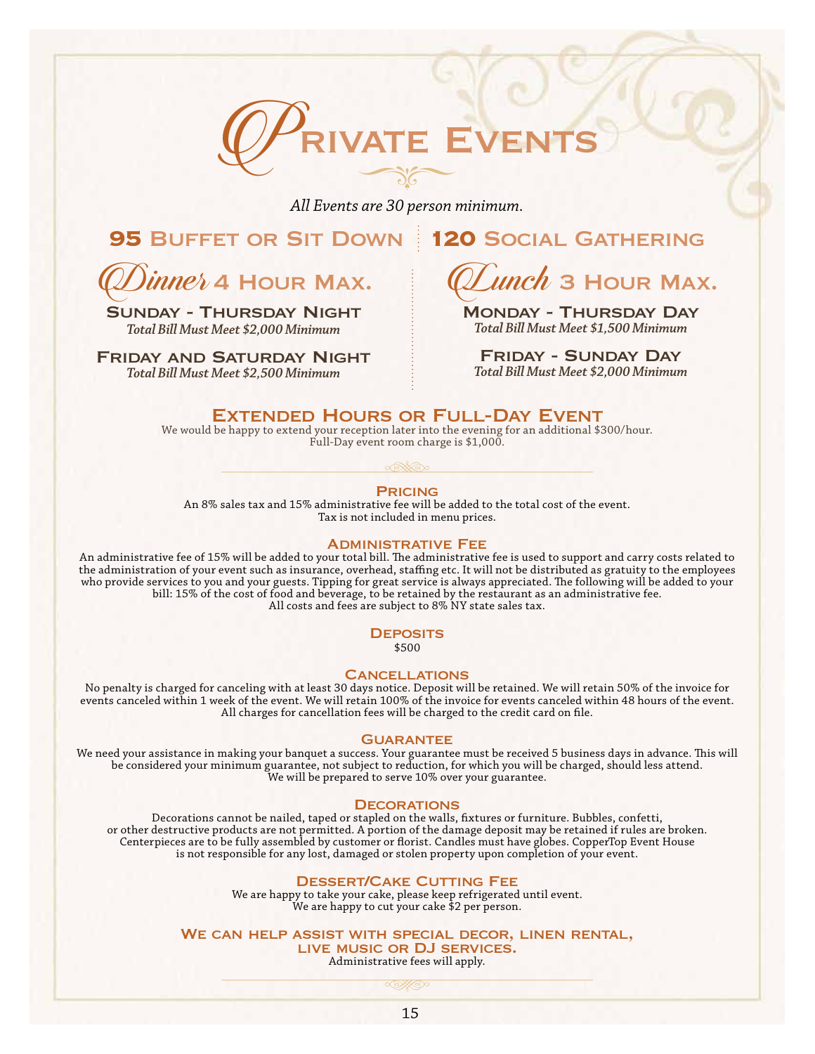# Private Events

*All Events are 30 person minimum.*

## 95 Buffet or Sit Down

### Dinner 4 Hour Max.

**Sunday - Thursday Night**
*Total Bill Must Meet $2,000 Minimum*

**Friday and Saturday Night**
*Total Bill Must Meet $2,500 Minimum*

## 120 Social Gathering

### Lunch 3 Hour Max.

**Monday - Thursday Day**
*Total Bill Must Meet $1,500 Minimum*

**Friday - Sunday Day**
*Total Bill Must Meet $2,000 Minimum*

## Extended Hours or Full-Day Event

We would be happy to extend your reception later into the evening for an additional $300/hour.
Full-Day event room charge is $1,000.

### Pricing

An 8% sales tax and 15% administrative fee will be added to the total cost of the event.
Tax is not included in menu prices.

### Administrative Fee

An administrative fee of 15% will be added to your total bill. The administrative fee is used to support and carry costs related to the administration of your event such as insurance, overhead, staffing etc. It will not be distributed as gratuity to the employees who provide services to you and your guests. Tipping for great service is always appreciated. The following will be added to your bill: 15% of the cost of food and beverage, to be retained by the restaurant as an administrative fee.
All costs and fees are subject to 8% NY state sales tax.

### Deposits

$500

### Cancellations

No penalty is charged for canceling with at least 30 days notice. Deposit will be retained. We will retain 50% of the invoice for events canceled within 1 week of the event. We will retain 100% of the invoice for events canceled within 48 hours of the event. All charges for cancellation fees will be charged to the credit card on file.

### Guarantee

We need your assistance in making your banquet a success. Your guarantee must be received 5 business days in advance. This will be considered your minimum guarantee, not subject to reduction, for which you will be charged, should less attend.
We will be prepared to serve 10% over your guarantee.

### Decorations

Decorations cannot be nailed, taped or stapled on the walls, fixtures or furniture. Bubbles, confetti, or other destructive products are not permitted. A portion of the damage deposit may be retained if rules are broken. Centerpieces are to be fully assembled by customer or florist. Candles must have globes. CopperTop Event House is not responsible for any lost, damaged or stolen property upon completion of your event.

### Dessert/Cake Cutting Fee

We are happy to take your cake, please keep refrigerated until event.
We are happy to cut your cake $2 per person.

### We can help assist with special decor, linen rental, live music or DJ services.

Administrative fees will apply.